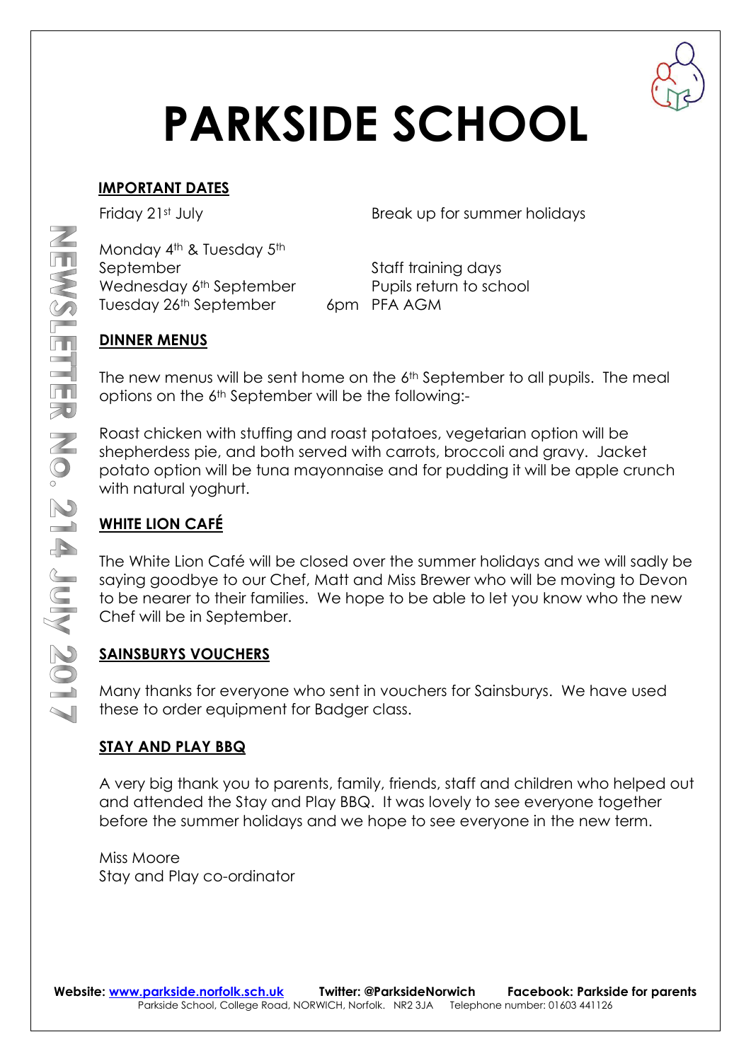# PARKSIDE SCHOOL

NEWSLETTER No. 214 July 2017

## IMPORTANT DATES

| Date | Time | Event |
|---|---|---|
| Friday 21st July | | Break up for summer holidays |
| Monday 4th & Tuesday 5th September | | Staff training days |
| Wednesday 6th September | | Pupils return to school |
| Tuesday 26th September | 6pm | PFA AGM |

## DINNER MENUS

The new menus will be sent home on the 6th September to all pupils. The meal options on the 6th September will be the following:-

Roast chicken with stuffing and roast potatoes, vegetarian option will be shepherdess pie, and both served with carrots, broccoli and gravy. Jacket potato option will be tuna mayonnaise and for pudding it will be apple crunch with natural yoghurt.

## WHITE LION CAFÉ

The White Lion Café will be closed over the summer holidays and we will sadly be saying goodbye to our Chef, Matt and Miss Brewer who will be moving to Devon to be nearer to their families. We hope to be able to let you know who the new Chef will be in September.

## SAINSBURYS VOUCHERS

Many thanks for everyone who sent in vouchers for Sainsburys. We have used these to order equipment for Badger class.

## STAY AND PLAY BBQ

A very big thank you to parents, family, friends, staff and children who helped out and attended the Stay and Play BBQ. It was lovely to see everyone together before the summer holidays and we hope to see everyone in the new term.

Miss Moore
Stay and Play co-ordinator

**Website: www.parkside.norfolk.sch.uk** **Twitter: @ParksideNorwich** **Facebook: Parkside for parents**
Parkside School, College Road, NORWICH, Norfolk. NR2 3JA Telephone number: 01603 441126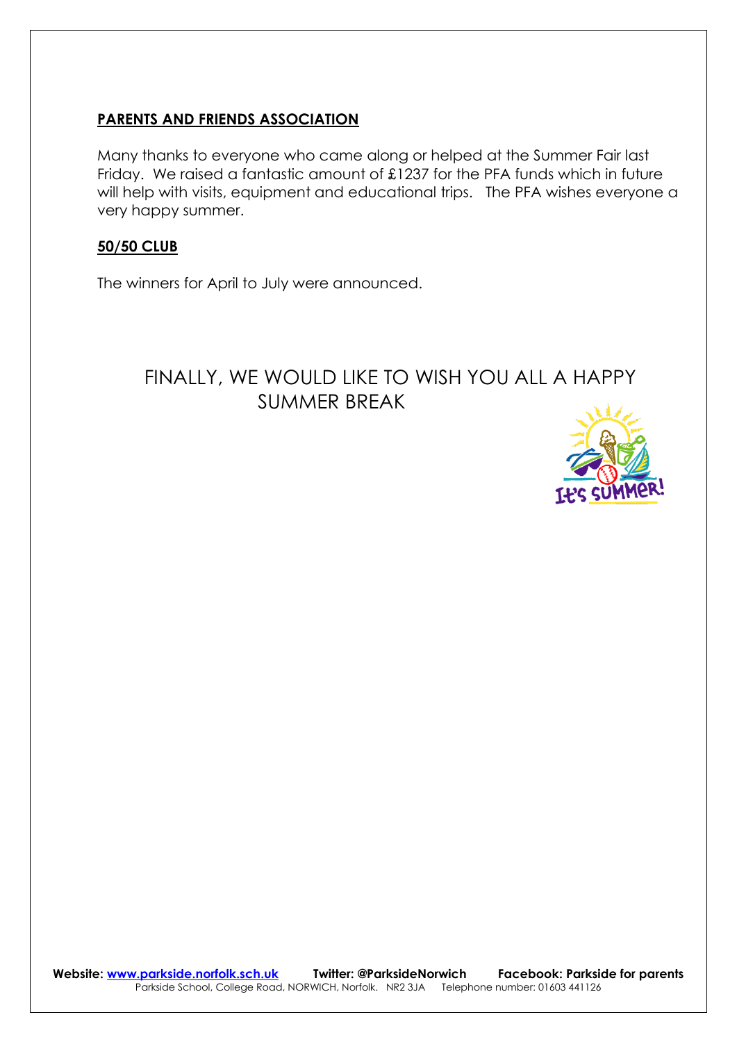## PARENTS AND FRIENDS ASSOCIATION

Many thanks to everyone who came along or helped at the Summer Fair last Friday. We raised a fantastic amount of £1237 for the PFA funds which in future will help with visits, equipment and educational trips. The PFA wishes everyone a very happy summer.

## 50/50 CLUB

The winners for April to July were announced.

FINALLY, WE WOULD LIKE TO WISH YOU ALL A HAPPY SUMMER BREAK

**Website: www.parkside.norfolk.sch.uk** **Twitter: @ParksideNorwich** **Facebook: Parkside for parents**
Parkside School, College Road, NORWICH, Norfolk. NR2 3JA Telephone number: 01603 441126